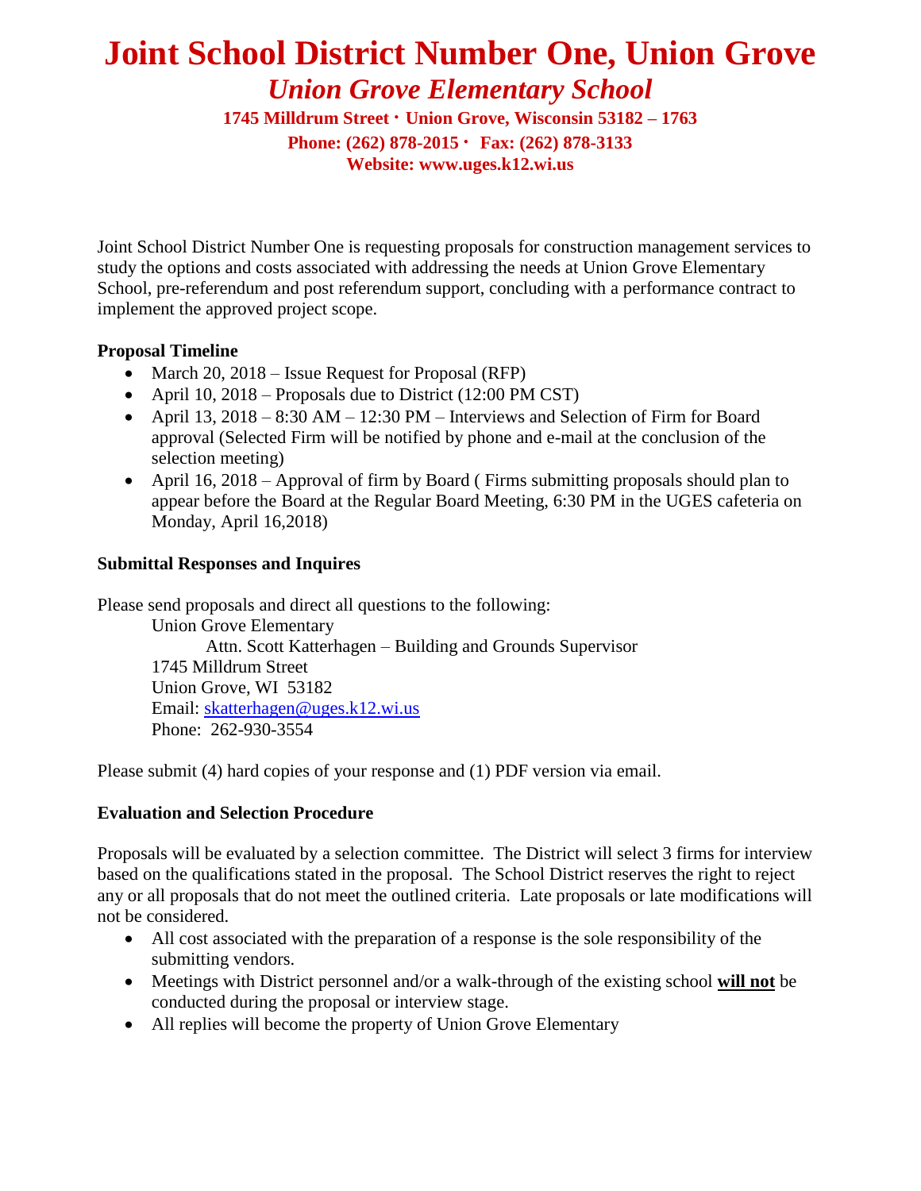# Joint School District Number One, Union Grove

## *Union Grove Elementary School*

**1745 Milldrum Street · Union Grove, Wisconsin 53182 – 1763**
**Phone: (262) 878-2015 · Fax: (262) 878-3133**
**Website: www.uges.k12.wi.us**

Joint School District Number One is requesting proposals for construction management services to study the options and costs associated with addressing the needs at Union Grove Elementary School, pre-referendum and post referendum support, concluding with a performance contract to implement the approved project scope.

**Proposal Timeline**

- March 20, 2018 – Issue Request for Proposal (RFP)
- April 10, 2018 – Proposals due to District (12:00 PM CST)
- April 13, 2018 – 8:30 AM – 12:30 PM – Interviews and Selection of Firm for Board approval (Selected Firm will be notified by phone and e-mail at the conclusion of the selection meeting)
- April 16, 2018 – Approval of firm by Board ( Firms submitting proposals should plan to appear before the Board at the Regular Board Meeting, 6:30 PM in the UGES cafeteria on Monday, April 16,2018)

**Submittal Responses and Inquires**

Please send proposals and direct all questions to the following:

Union Grove Elementary
Attn. Scott Katterhagen – Building and Grounds Supervisor
1745 Milldrum Street
Union Grove, WI 53182
Email: skatterhagen@uges.k12.wi.us
Phone: 262-930-3554

Please submit (4) hard copies of your response and (1) PDF version via email.

**Evaluation and Selection Procedure**

Proposals will be evaluated by a selection committee. The District will select 3 firms for interview based on the qualifications stated in the proposal. The School District reserves the right to reject any or all proposals that do not meet the outlined criteria. Late proposals or late modifications will not be considered.

- All cost associated with the preparation of a response is the sole responsibility of the submitting vendors.
- Meetings with District personnel and/or a walk-through of the existing school **will not** be conducted during the proposal or interview stage.
- All replies will become the property of Union Grove Elementary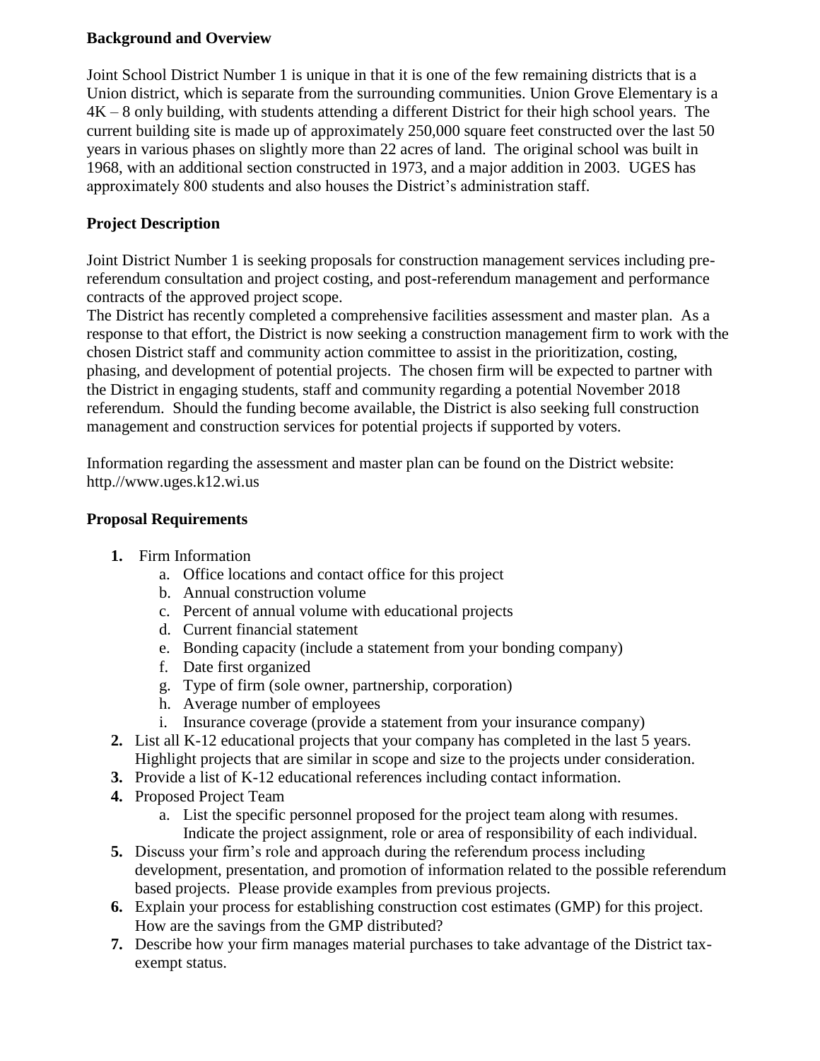**Background and Overview**

Joint School District Number 1 is unique in that it is one of the few remaining districts that is a Union district, which is separate from the surrounding communities. Union Grove Elementary is a 4K – 8 only building, with students attending a different District for their high school years. The current building site is made up of approximately 250,000 square feet constructed over the last 50 years in various phases on slightly more than 22 acres of land. The original school was built in 1968, with an additional section constructed in 1973, and a major addition in 2003. UGES has approximately 800 students and also houses the District's administration staff.

**Project Description**

Joint District Number 1 is seeking proposals for construction management services including pre-referendum consultation and project costing, and post-referendum management and performance contracts of the approved project scope.

The District has recently completed a comprehensive facilities assessment and master plan. As a response to that effort, the District is now seeking a construction management firm to work with the chosen District staff and community action committee to assist in the prioritization, costing, phasing, and development of potential projects. The chosen firm will be expected to partner with the District in engaging students, staff and community regarding a potential November 2018 referendum. Should the funding become available, the District is also seeking full construction management and construction services for potential projects if supported by voters.

Information regarding the assessment and master plan can be found on the District website: http.//www.uges.k12.wi.us

**Proposal Requirements**

1. Firm Information
   a. Office locations and contact office for this project
   b. Annual construction volume
   c. Percent of annual volume with educational projects
   d. Current financial statement
   e. Bonding capacity (include a statement from your bonding company)
   f. Date first organized
   g. Type of firm (sole owner, partnership, corporation)
   h. Average number of employees
   i. Insurance coverage (provide a statement from your insurance company)
2. List all K-12 educational projects that your company has completed in the last 5 years. Highlight projects that are similar in scope and size to the projects under consideration.
3. Provide a list of K-12 educational references including contact information.
4. Proposed Project Team
   a. List the specific personnel proposed for the project team along with resumes. Indicate the project assignment, role or area of responsibility of each individual.
5. Discuss your firm's role and approach during the referendum process including development, presentation, and promotion of information related to the possible referendum based projects. Please provide examples from previous projects.
6. Explain your process for establishing construction cost estimates (GMP) for this project. How are the savings from the GMP distributed?
7. Describe how your firm manages material purchases to take advantage of the District tax-exempt status.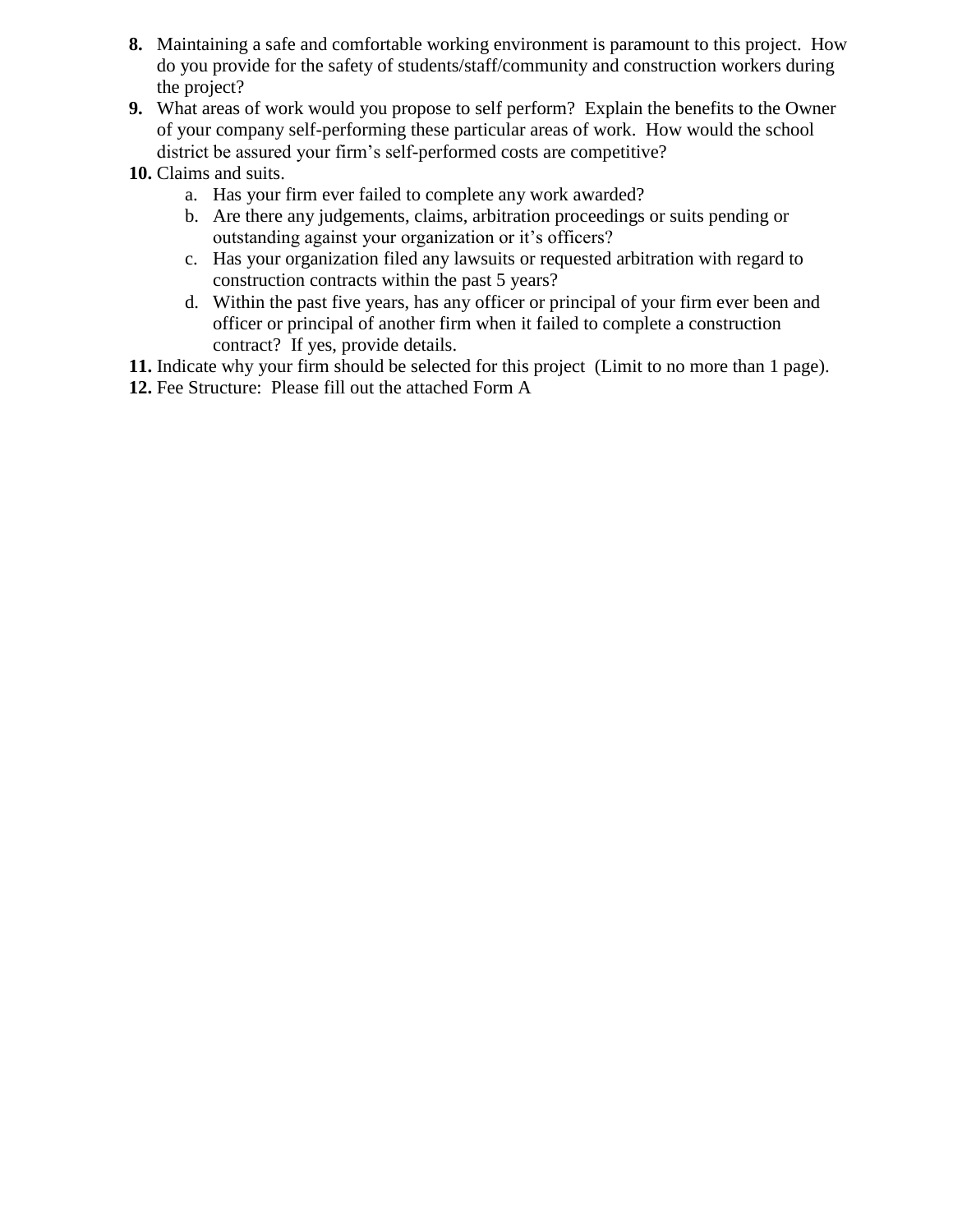8. Maintaining a safe and comfortable working environment is paramount to this project. How do you provide for the safety of students/staff/community and construction workers during the project?
9. What areas of work would you propose to self perform? Explain the benefits to the Owner of your company self-performing these particular areas of work. How would the school district be assured your firm's self-performed costs are competitive?
10. Claims and suits.
    a. Has your firm ever failed to complete any work awarded?
    b. Are there any judgements, claims, arbitration proceedings or suits pending or outstanding against your organization or it's officers?
    c. Has your organization filed any lawsuits or requested arbitration with regard to construction contracts within the past 5 years?
    d. Within the past five years, has any officer or principal of your firm ever been and officer or principal of another firm when it failed to complete a construction contract? If yes, provide details.
11. Indicate why your firm should be selected for this project (Limit to no more than 1 page).
12. Fee Structure: Please fill out the attached Form A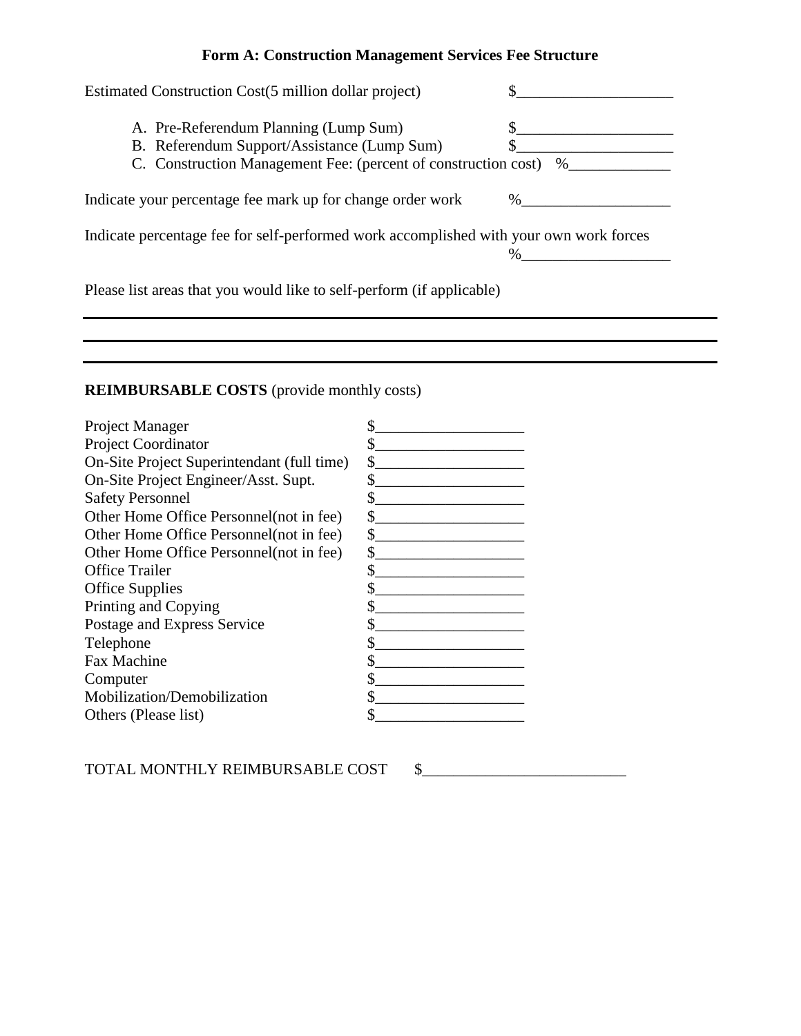## Form A: Construction Management Services Fee Structure

Estimated Construction Cost(5 million dollar project) $____________________

A. Pre-Referendum Planning (Lump Sum) $____________________
B. Referendum Support/Assistance (Lump Sum) $____________________
C. Construction Management Fee: (percent of construction cost) %_____________

Indicate your percentage fee mark up for change order work %___________________

Indicate percentage fee for self-performed work accomplished with your own work forces %___________________

Please list areas that you would like to self-perform (if applicable)

______________________________________________________________________

______________________________________________________________________

______________________________________________________________________

**REIMBURSABLE COSTS** (provide monthly costs)

| | |
|---|---|
| Project Manager | $___________________ |
| Project Coordinator | $___________________ |
| On-Site Project Superintendant (full time) | $___________________ |
| On-Site Project Engineer/Asst. Supt. | $___________________ |
| Safety Personnel | $___________________ |
| Other Home Office Personnel(not in fee) | $___________________ |
| Other Home Office Personnel(not in fee) | $___________________ |
| Other Home Office Personnel(not in fee) | $___________________ |
| Office Trailer | $___________________ |
| Office Supplies | $___________________ |
| Printing and Copying | $___________________ |
| Postage and Express Service | $___________________ |
| Telephone | $___________________ |
| Fax Machine | $___________________ |
| Computer | $___________________ |
| Mobilization/Demobilization | $___________________ |
| Others (Please list) | $___________________ |

TOTAL MONTHLY REIMBURSABLE COST $__________________________